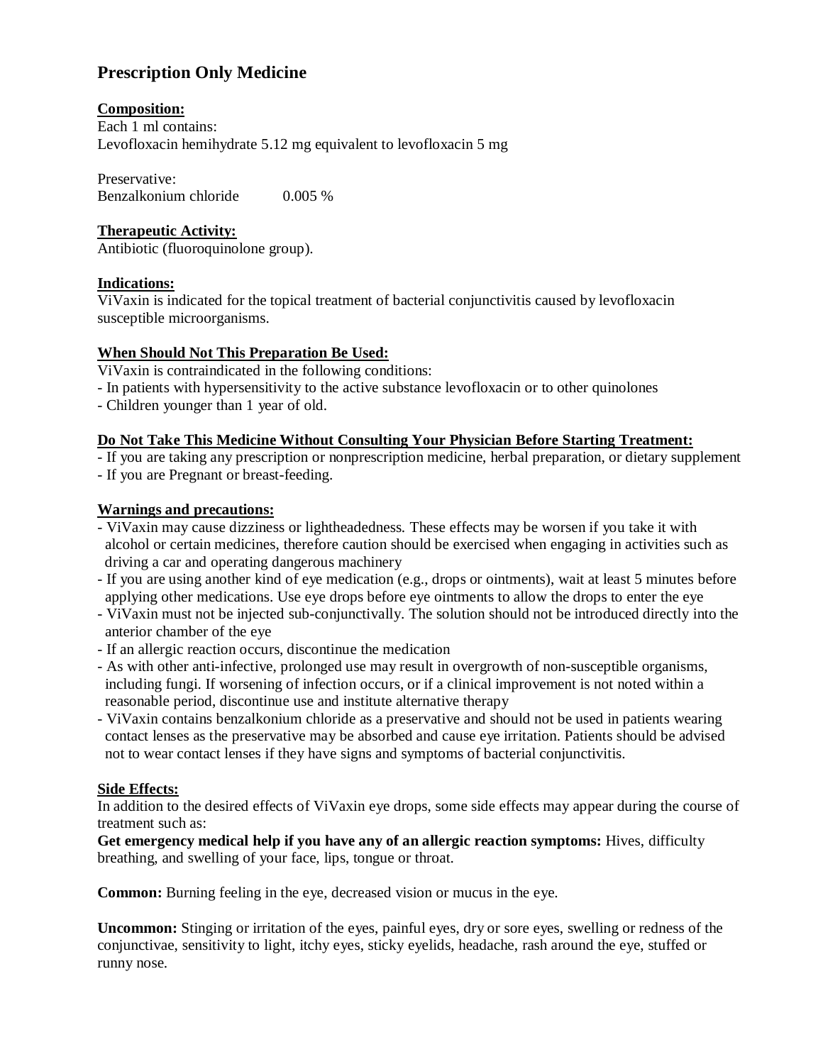# Prescription Only Medicine

**Composition:**

Each 1 ml contains:
Levofloxacin hemihydrate 5.12 mg equivalent to levofloxacin 5 mg

Preservative:
Benzalkonium chloride 0.005 %

**Therapeutic Activity:**

Antibiotic (fluoroquinolone group).

**Indications:**

ViVaxin is indicated for the topical treatment of bacterial conjunctivitis caused by levofloxacin susceptible microorganisms.

**When Should Not This Preparation Be Used:**

ViVaxin is contraindicated in the following conditions:
- In patients with hypersensitivity to the active substance levofloxacin or to other quinolones
- Children younger than 1 year of old.

**Do Not Take This Medicine Without Consulting Your Physician Before Starting Treatment:**

- If you are taking any prescription or nonprescription medicine, herbal preparation, or dietary supplement
- If you are Pregnant or breast-feeding.

**Warnings and precautions:**

- ViVaxin may cause dizziness or lightheadedness. These effects may be worsen if you take it with alcohol or certain medicines, therefore caution should be exercised when engaging in activities such as driving a car and operating dangerous machinery
- If you are using another kind of eye medication (e.g., drops or ointments), wait at least 5 minutes before applying other medications. Use eye drops before eye ointments to allow the drops to enter the eye
- ViVaxin must not be injected sub-conjunctivally. The solution should not be introduced directly into the anterior chamber of the eye
- If an allergic reaction occurs, discontinue the medication
- As with other anti-infective, prolonged use may result in overgrowth of non-susceptible organisms, including fungi. If worsening of infection occurs, or if a clinical improvement is not noted within a reasonable period, discontinue use and institute alternative therapy
- ViVaxin contains benzalkonium chloride as a preservative and should not be used in patients wearing contact lenses as the preservative may be absorbed and cause eye irritation. Patients should be advised not to wear contact lenses if they have signs and symptoms of bacterial conjunctivitis.

**Side Effects:**

In addition to the desired effects of ViVaxin eye drops, some side effects may appear during the course of treatment such as:
**Get emergency medical help if you have any of an allergic reaction symptoms:** Hives, difficulty breathing, and swelling of your face, lips, tongue or throat.

**Common:** Burning feeling in the eye, decreased vision or mucus in the eye.

**Uncommon:** Stinging or irritation of the eyes, painful eyes, dry or sore eyes, swelling or redness of the conjunctivae, sensitivity to light, itchy eyes, sticky eyelids, headache, rash around the eye, stuffed or runny nose.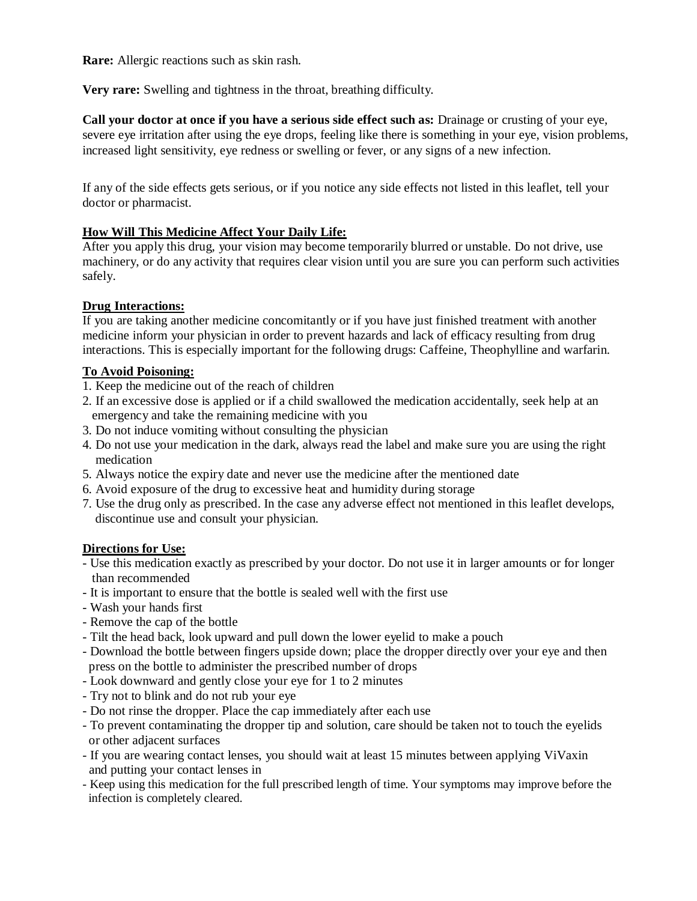**Rare:** Allergic reactions such as skin rash.

**Very rare:** Swelling and tightness in the throat, breathing difficulty.

**Call your doctor at once if you have a serious side effect such as:** Drainage or crusting of your eye, severe eye irritation after using the eye drops, feeling like there is something in your eye, vision problems, increased light sensitivity, eye redness or swelling or fever, or any signs of a new infection.

If any of the side effects gets serious, or if you notice any side effects not listed in this leaflet, tell your doctor or pharmacist.

## How Will This Medicine Affect Your Daily Life:

After you apply this drug, your vision may become temporarily blurred or unstable. Do not drive, use machinery, or do any activity that requires clear vision until you are sure you can perform such activities safely.

## Drug Interactions:

If you are taking another medicine concomitantly or if you have just finished treatment with another medicine inform your physician in order to prevent hazards and lack of efficacy resulting from drug interactions. This is especially important for the following drugs: Caffeine, Theophylline and warfarin.

## To Avoid Poisoning:

1. Keep the medicine out of the reach of children
2. If an excessive dose is applied or if a child swallowed the medication accidentally, seek help at an emergency and take the remaining medicine with you
3. Do not induce vomiting without consulting the physician
4. Do not use your medication in the dark, always read the label and make sure you are using the right medication
5. Always notice the expiry date and never use the medicine after the mentioned date
6. Avoid exposure of the drug to excessive heat and humidity during storage
7. Use the drug only as prescribed. In the case any adverse effect not mentioned in this leaflet develops, discontinue use and consult your physician.

## Directions for Use:

- Use this medication exactly as prescribed by your doctor. Do not use it in larger amounts or for longer than recommended
- It is important to ensure that the bottle is sealed well with the first use
- Wash your hands first
- Remove the cap of the bottle
- Tilt the head back, look upward and pull down the lower eyelid to make a pouch
- Download the bottle between fingers upside down; place the dropper directly over your eye and then press on the bottle to administer the prescribed number of drops
- Look downward and gently close your eye for 1 to 2 minutes
- Try not to blink and do not rub your eye
- Do not rinse the dropper. Place the cap immediately after each use
- To prevent contaminating the dropper tip and solution, care should be taken not to touch the eyelids or other adjacent surfaces
- If you are wearing contact lenses, you should wait at least 15 minutes between applying ViVaxin and putting your contact lenses in
- Keep using this medication for the full prescribed length of time. Your symptoms may improve before the infection is completely cleared.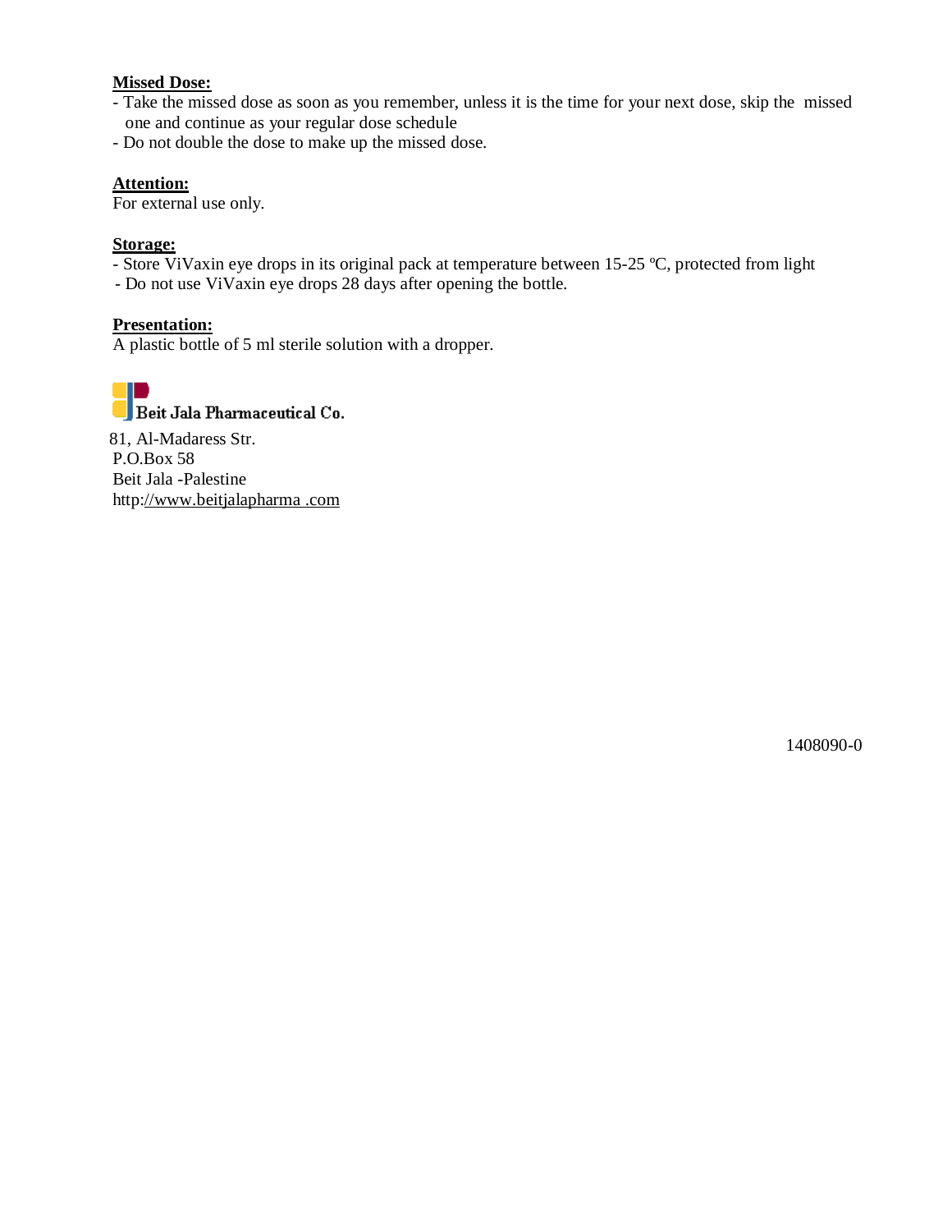**Missed Dose:**

- Take the missed dose as soon as you remember, unless it is the time for your next dose, skip the missed one and continue as your regular dose schedule
- Do not double the dose to make up the missed dose.

**Attention:**

For external use only.

**Storage:**

- Store ViVaxin eye drops in its original pack at temperature between 15-25 ºC, protected from light
- Do not use ViVaxin eye drops 28 days after opening the bottle.

**Presentation:**

A plastic bottle of 5 ml sterile solution with a dropper.

Beit Jala Pharmaceutical Co.

81, Al-Madaress Str.
P.O.Box 58
Beit Jala -Palestine
http://www.beitjalapharma .com

1408090-0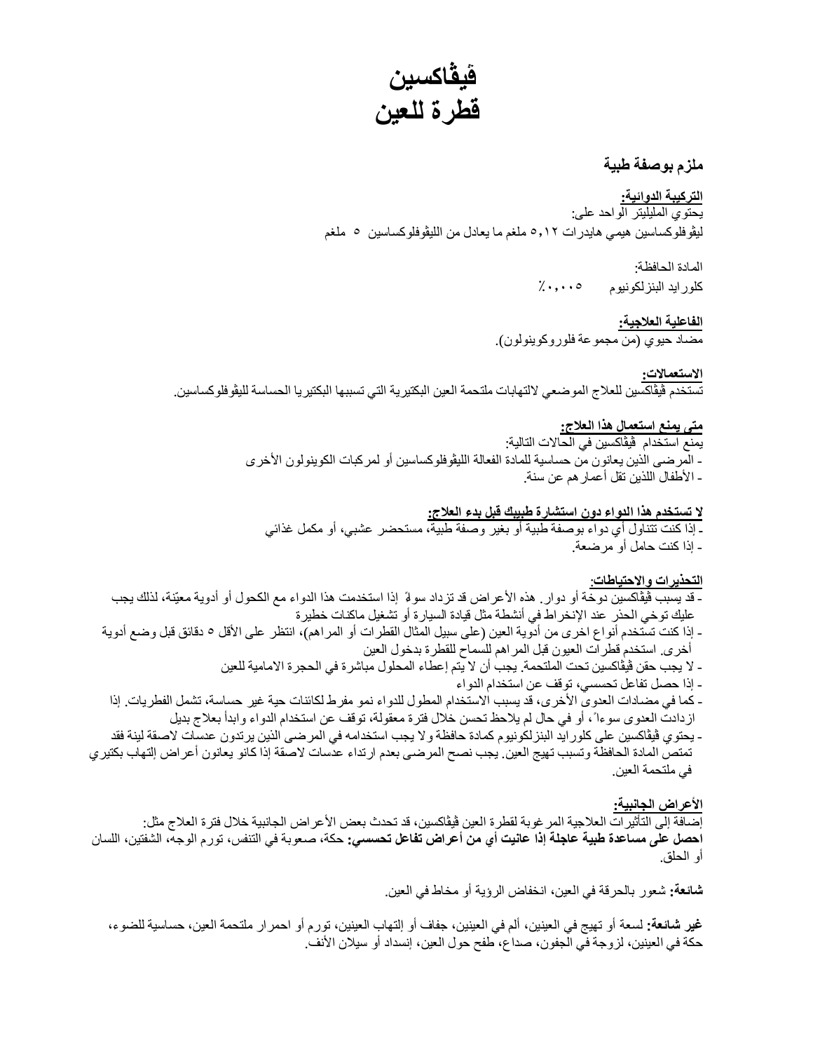# ڤيڤاكسين
# قطرة للعين

**ملزم بوصفة طبية**

**التركيبة الدوائية:**
يحتوي المليليتر الواحد على:
ليڤوفلوكساسين هيمي هايدرات ٥,١٢ ملغم ما يعادل من الليڤوفلوكساسين ٥ ملغم

المادة الحافظة:
كلورايد البنزلكونيوم ٠,٠٠٥٪

**الفاعلية العلاجية:**
مضاد حيوي (من مجموعة فلوروكوينولون).

**الاستعمالات:**
تستخدم ڤيڤاكسين للعلاج الموضعي لالتهابات ملتحمة العين البكتيرية التي تسببها البكتيريا الحساسة لليڤوفلوكساسين.

**متى يمنع استعمال هذا العلاج:**
يمنع استخدام ڤيڤاكسين في الحالات التالية:
- المرضى الذين يعانون من حساسية للمادة الفعالة الليڤوفلوكساسين أو لمركبات الكوينولون الأخرى
- الأطفال اللذين تقل أعمارهم عن سنة.

**لا تستخدم هذا الدواء دون استشارة طبيبك قبل بدء العلاج:**
- إذا كنت تتناول أي دواء بوصفة طبية أو بغير وصفة طبية، مستحضر عشبي، أو مكمل غذائي
- إذا كنت حامل أو مرضعة.

**التحذيرات والاحتياطات:**
- قد يسبب ڤيڤاكسين دوخة أو دوار. هذه الأعراض قد تزداد سوءً إذا استخدمت هذا الدواء مع الكحول أو أدوية معيّنة، لذلك يجب عليك توخي الحذر عند الإنخراط في أنشطة مثل قيادة السيارة أو تشغيل ماكنات خطيرة
- إذا كنت تستخدم أنواع اخرى من أدوية العين (على سبيل المثال القطرات أو المراهم)، انتظر على الأقل ٥ دقائق قبل وضع أدوية أخرى. استخدم قطرات العيون قبل المراهم للسماح للقطرة بدخول العين
- لا يجب حقن ڤيڤاكسين تحت الملتحمة. يجب أن لا يتم إعطاء المحلول مباشرة في الحجرة الامامية للعين
- إذا حصل تفاعل تحسسي، توقف عن استخدام الدواء
- كما في مضادات العدوى الأخرى، قد يسبب الاستخدام المطول للدواء نمو مفرط لكائنات حية غير حساسة، تشمل الفطريات. إذا ازدادت العدوى سوءاً، أو في حال لم يلاحظ تحسن خلال فترة معقولة، توقف عن استخدام الدواء وابدأ بعلاج بديل
- يحتوي ڤيڤاكسين على كلورايد البنزلكونيوم كمادة حافظة ولا يجب استخدامه في المرضى الذين يرتدون عدسات لاصقة لينة فقد تمتص المادة الحافظة وتسبب تهيج العين. يجب نصح المرضى بعدم ارتداء عدسات لاصقة إذا كانو يعانون أعراض إلتهاب بكتيري في ملتحمة العين.

**الأعراض الجانبية:**
إضافة إلى التأثيرات العلاجية المرغوبة لقطرة العين ڤيڤاكسين، قد تحدث بعض الأعراض الجانبية خلال فترة العلاج مثل:
**احصل على مساعدة طبية عاجلة إذا عانيت أي من أعراض تفاعل تحسسي:** حكة، صعوبة في التنفس، تورم الوجه، الشفتين، اللسان أو الحلق.

**شائعة:** شعور بالحرقة في العين، انخفاض الرؤية أو مخاط في العين.

**غير شائعة:** لسعة أو تهيج في العينين، ألم في العينين، جفاف أو إلتهاب العينين، تورم أو احمرار ملتحمة العين، حساسية للضوء، حكة في العينين، لزوجة في الجفون، صداع، طفح حول العين، إنسداد أو سيلان الأنف.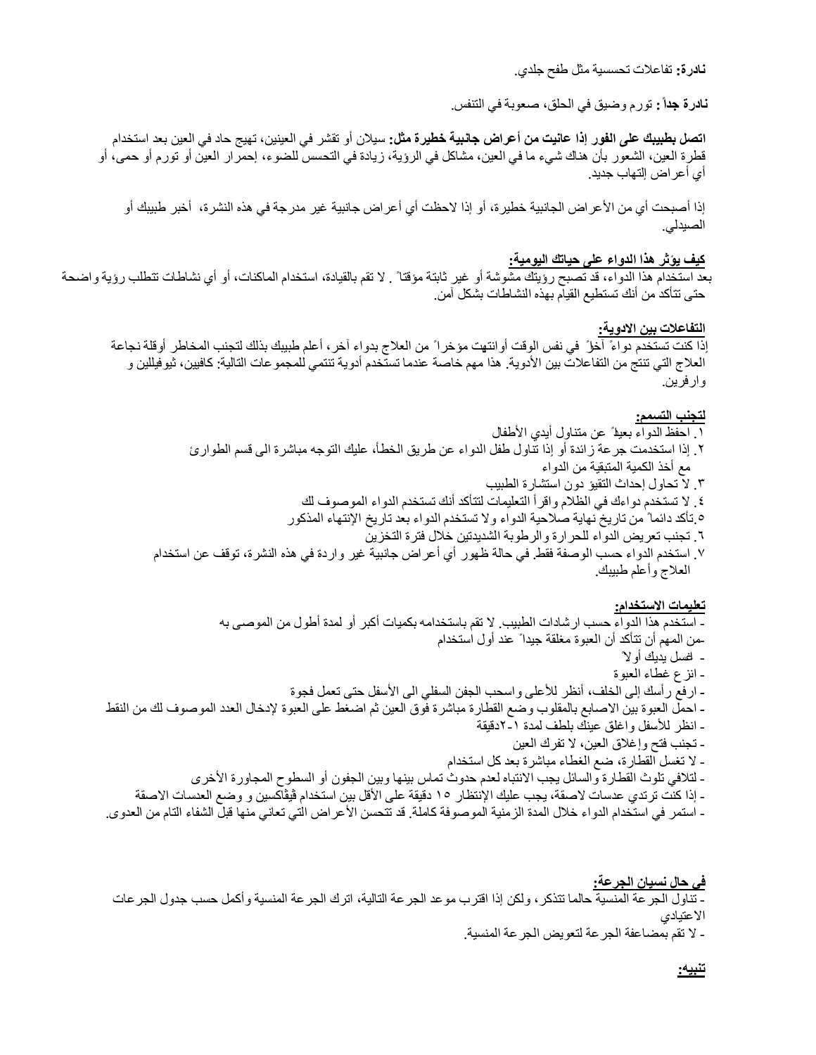**نادرة:** تفاعلات تحسسية مثل طفح جلدي.

**نادرة جداً :** تورم وضيق في الحلق، صعوبة في التنفس.

**اتصل بطبيبك على الفور إذا عانيت من أعراض جانبية خطيرة مثل:** سيلان أو تقشر في العينين، تهيج حاد في العين بعد استخدام قطرة العين، الشعور بأن هناك شيء ما في العين، مشاكل في الرؤية، زيادة في التحسس للضوء، إحمرار العين أو تورم أو حمى، أو أي أعراض إلتهاب جديد.

إذا أصبحت أي من الأعراض الجانبية خطيرة، أو إذا لاحظت أي أعراض جانبية غير مدرجة في هذه النشرة، أخبر طبيبك أو الصيدلي.

**كيف يؤثر هذا الدواء على حياتك اليومية:**

بعد استخدام هذا الدواء، قد تصبح رؤيتك مشوشة أو غير ثابتة مؤقتاً . لا تقم بالقيادة، استخدام الماكنات، أو أي نشاطات تتطلب رؤية واضحة حتى تتأكد من أنك تستطيع القيام بهذه النشاطات بشكل آمن.

**التفاعلات بين الادوية:**

إذا كنت تستخدم دواءً آخراً في نفس الوقت أوانتهت مؤخراً من العلاج بدواء آخر، أعلم طبيبك بذلك لتجنب المخاطر أوقلة نجاعة العلاج التي تنتج من التفاعلات بين الأدوية. هذا مهم خاصة عندما تستخدم أدوية تنتمي للمجموعات التالية: كافيين، ثيوفيللين و وارفرين.

**لتجنب التسمم:**

١. احفظ الدواء بعيداً عن متناول أيدي الأطفال
٢. إذا استخدمت جرعة زائدة أو إذا تناول طفل الدواء عن طريق الخطأ، عليك التوجه مباشرة الى قسم الطوارئ مع أخذ الكمية المتبقية من الدواء
٣. لا تحاول إحداث التقيؤ دون استشارة الطبيب
٤. لا تستخدم دواءك في الظلام واقرأ التعليمات لتتأكد أنك تستخدم الدواء الموصوف لك
٥.تأكد دائماً من تاريخ نهاية صلاحية الدواء ولا تستخدم الدواء بعد تاريخ الإنتهاء المذكور
٦. تجنب تعريض الدواء للحرارة والرطوبة الشديدتين خلال فترة التخزين
٧. استخدم الدواء حسب الوصفة فقط. في حالة ظهور أي أعراض جانبية غير واردة في هذه النشرة، توقف عن استخدام العلاج وأعلم طبيبك.

**تعليمات الاستخدام:**

- استخدم هذا الدواء حسب ارشادات الطبيب. لا تقم باستخدامه بكميات أكبر أو لمدة أطول من الموصى به
-من المهم أن تتأكد أن العبوة مغلقة جيداً عند أول استخدام
- اغسل يديك أولاً
- انزع غطاء العبوة
- ارفع رأسك إلى الخلف، أنظر للأعلى واسحب الجفن السفلي الى الأسفل حتى تعمل فجوة
- احمل العبوة بين الاصابع بالمقلوب وضع القطارة مباشرة فوق العين ثم اضغط على العبوة لإدخال العدد الموصوف لك من النقط
- انظر للأسفل واغلق عينك بلطف لمدة ١-٢دقيقة
- تجنب فتح وإغلاق العين، لا تفرك العين
- لا تغسل القطارة، ضع الغطاء مباشرة بعد كل استخدام
- لتلافي تلوث القطارة والسائل يجب الانتباه لعدم حدوث تماس بينها وبين الجفون أو السطوح المجاورة الأخرى
- إذا كنت ترتدي عدسات لاصقة، يجب عليك الإنتظار ١٥ دقيقة على الأقل بين استخدام فيڤاكسين و وضع العدسات الاصقة
- استمر في استخدام الدواء خلال المدة الزمنية الموصوفة كاملة. قد تتحسن الأعراض التي تعاني منها قبل الشفاء التام من العدوى.

**في حال نسيان الجرعة:**

- تناول الجرعة المنسية حالما تتذكر، ولكن إذا اقترب موعد الجرعة التالية، اترك الجرعة المنسية وأكمل حسب جدول الجرعات الاعتيادي
- لا تقم بمضاعفة الجرعة لتعويض الجرعة المنسية.

**تنبيه:**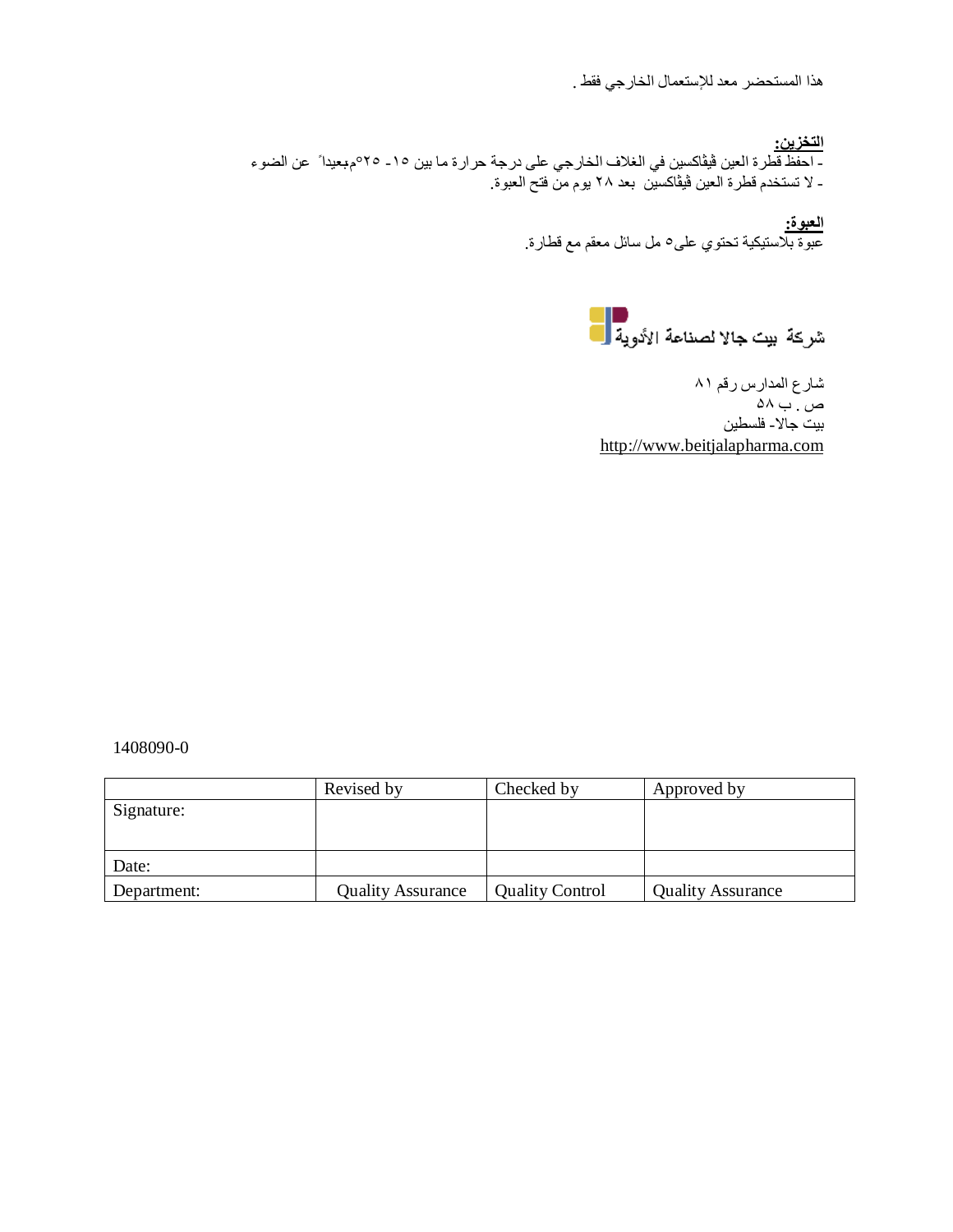هذا المستحضر معد للإستعمال الخارجي فقط .

**التخزين:**

- احفظ قطرة العين ڤيڤاكسين في الغلاف الخارجي على درجة حرارة ما بين ١٥- ٢٥°مبعيداً عن الضوء
- لا تستخدم قطرة العين ڤيڤاكسين بعد ٢٨ يوم من فتح العبوة.

**العبوة:**

عبوة بلاستيكية تحتوي على٥ مل سائل معقم مع قطارة.

شركة بيت جالا لصناعة الأدوية

شارع المدارس رقم ٨١

ص . ب ٥٨

بيت جالا- فلسطين

http://www.beitjalapharma.com

1408090-0

| | Revised by | Checked by | Approved by |
|---|---|---|---|
| Signature: | | | |
| Date: | | | |
| Department: | Quality Assurance | Quality Control | Quality Assurance |